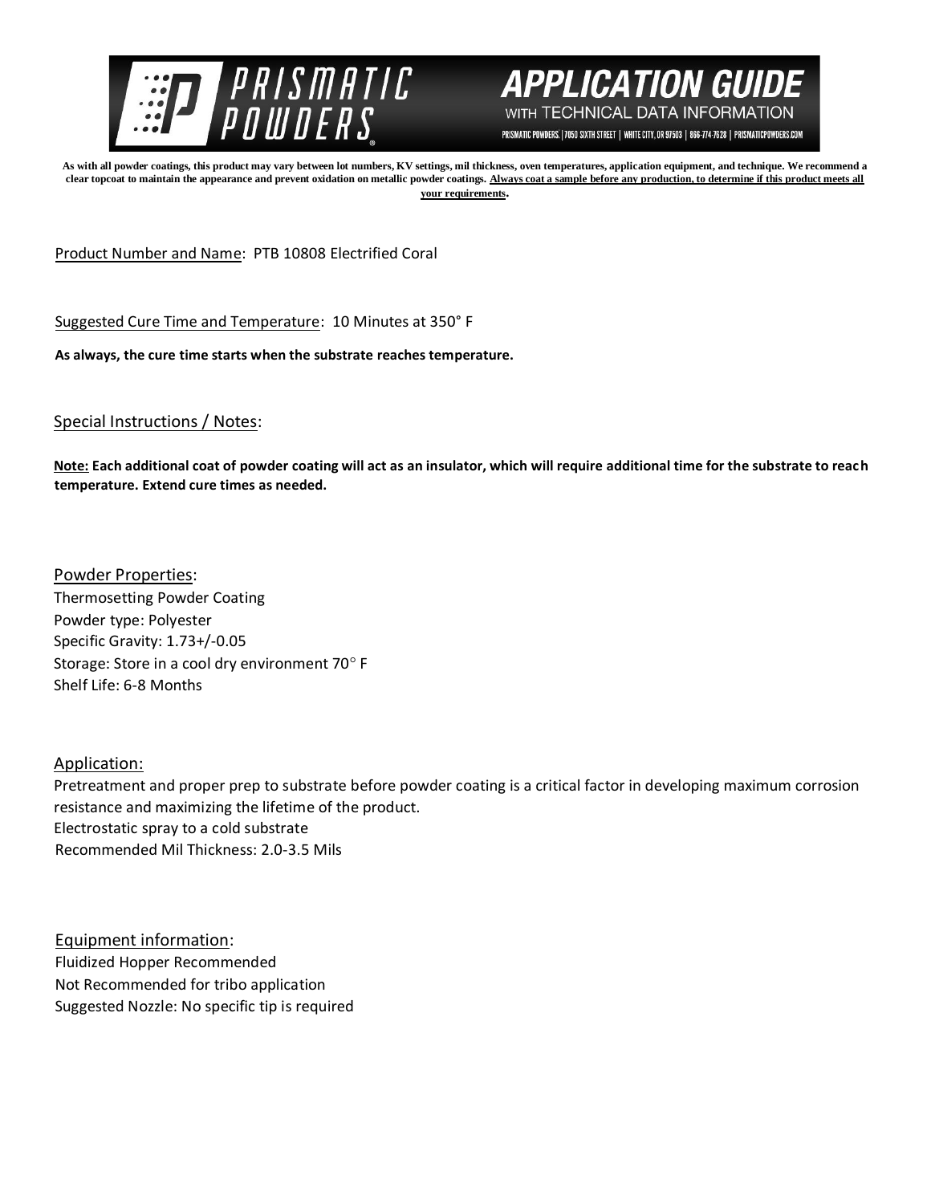# PRISMATIC POWDERS — APPLICATION GUIDE WITH TECHNICAL DATA INFORMATION

PRISMATIC POWDERS | 7050 SIXTH STREET | WHITE CITY, OR 97503 | 866-774-7628 | PRISMATICPOWDERS.COM

**As with all powder coatings, this product may vary between lot numbers, KV settings, mil thickness, oven temperatures, application equipment, and technique. We recommend a clear topcoat to maintain the appearance and prevent oxidation on metallic powder coatings. Always coat a sample before any production, to determine if this product meets all your requirements.**

Product Number and Name: PTB 10808 Electrified Coral

Suggested Cure Time and Temperature: 10 Minutes at 350° F

**As always, the cure time starts when the substrate reaches temperature.**

Special Instructions / Notes:

**Note: Each additional coat of powder coating will act as an insulator, which will require additional time for the substrate to reach temperature. Extend cure times as needed.**

Powder Properties:
Thermosetting Powder Coating
Powder type: Polyester
Specific Gravity: 1.73+/-0.05
Storage: Store in a cool dry environment 70° F
Shelf Life: 6-8 Months

Application:
Pretreatment and proper prep to substrate before powder coating is a critical factor in developing maximum corrosion resistance and maximizing the lifetime of the product.
Electrostatic spray to a cold substrate
Recommended Mil Thickness: 2.0-3.5 Mils

Equipment information:
Fluidized Hopper Recommended
Not Recommended for tribo application
Suggested Nozzle: No specific tip is required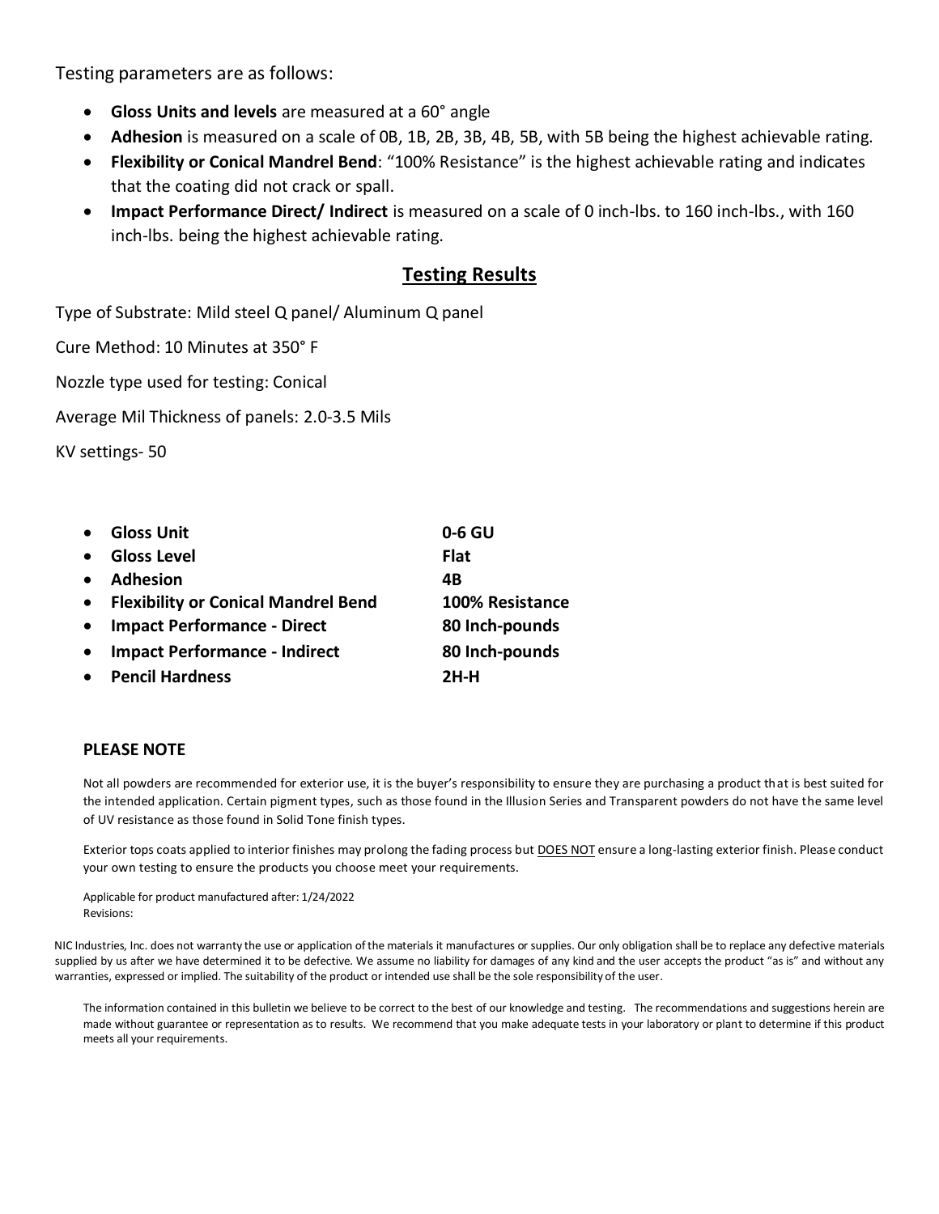Testing parameters are as follows:

- **Gloss Units and levels** are measured at a 60° angle
- **Adhesion** is measured on a scale of 0B, 1B, 2B, 3B, 4B, 5B, with 5B being the highest achievable rating.
- **Flexibility or Conical Mandrel Bend**: "100% Resistance" is the highest achievable rating and indicates that the coating did not crack or spall.
- **Impact Performance Direct/ Indirect** is measured on a scale of 0 inch-lbs. to 160 inch-lbs., with 160 inch-lbs. being the highest achievable rating.

## Testing Results

Type of Substrate: Mild steel Q panel/ Aluminum Q panel

Cure Method: 10 Minutes at 350° F

Nozzle type used for testing: Conical

Average Mil Thickness of panels: 2.0-3.5 Mils

KV settings- 50

| | |
|---|---|
| **Gloss Unit** | **0-6 GU** |
| **Gloss Level** | **Flat** |
| **Adhesion** | **4B** |
| **Flexibility or Conical Mandrel Bend** | **100% Resistance** |
| **Impact Performance - Direct** | **80 Inch-pounds** |
| **Impact Performance - Indirect** | **80 Inch-pounds** |
| **Pencil Hardness** | **2H-H** |

### PLEASE NOTE

Not all powders are recommended for exterior use, it is the buyer's responsibility to ensure they are purchasing a product that is best suited for the intended application. Certain pigment types, such as those found in the Illusion Series and Transparent powders do not have the same level of UV resistance as those found in Solid Tone finish types.

Exterior tops coats applied to interior finishes may prolong the fading process but DOES NOT ensure a long-lasting exterior finish. Please conduct your own testing to ensure the products you choose meet your requirements.

Applicable for product manufactured after: 1/24/2022
Revisions:

NIC Industries, Inc. does not warranty the use or application of the materials it manufactures or supplies. Our only obligation shall be to replace any defective materials supplied by us after we have determined it to be defective. We assume no liability for damages of any kind and the user accepts the product "as is" and without any warranties, expressed or implied. The suitability of the product or intended use shall be the sole responsibility of the user.

The information contained in this bulletin we believe to be correct to the best of our knowledge and testing. The recommendations and suggestions herein are made without guarantee or representation as to results. We recommend that you make adequate tests in your laboratory or plant to determine if this product meets all your requirements.